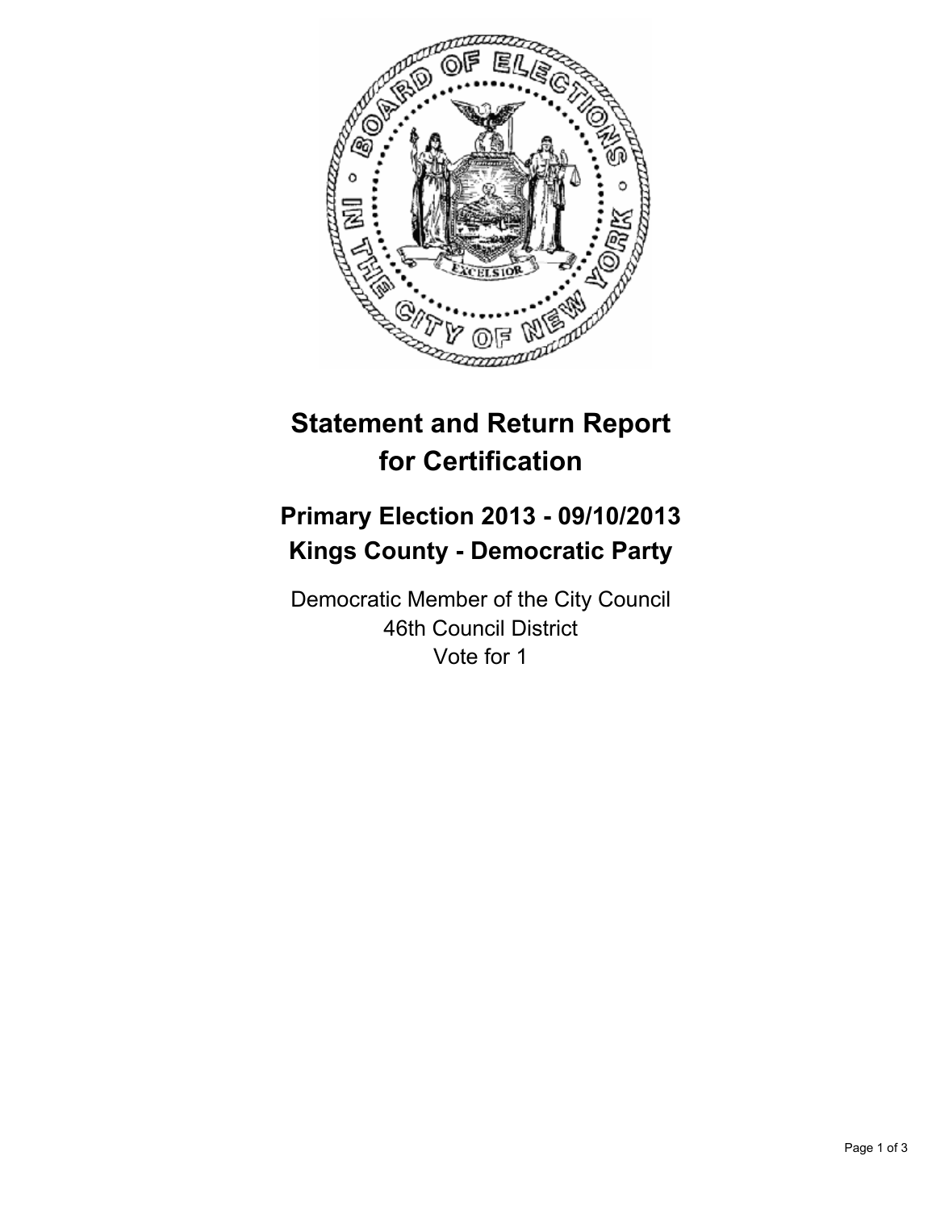# Statement and Return Report for Certification

## Primary Election 2013 - 09/10/2013
## Kings County - Democratic Party

Democratic Member of the City Council
46th Council District
Vote for 1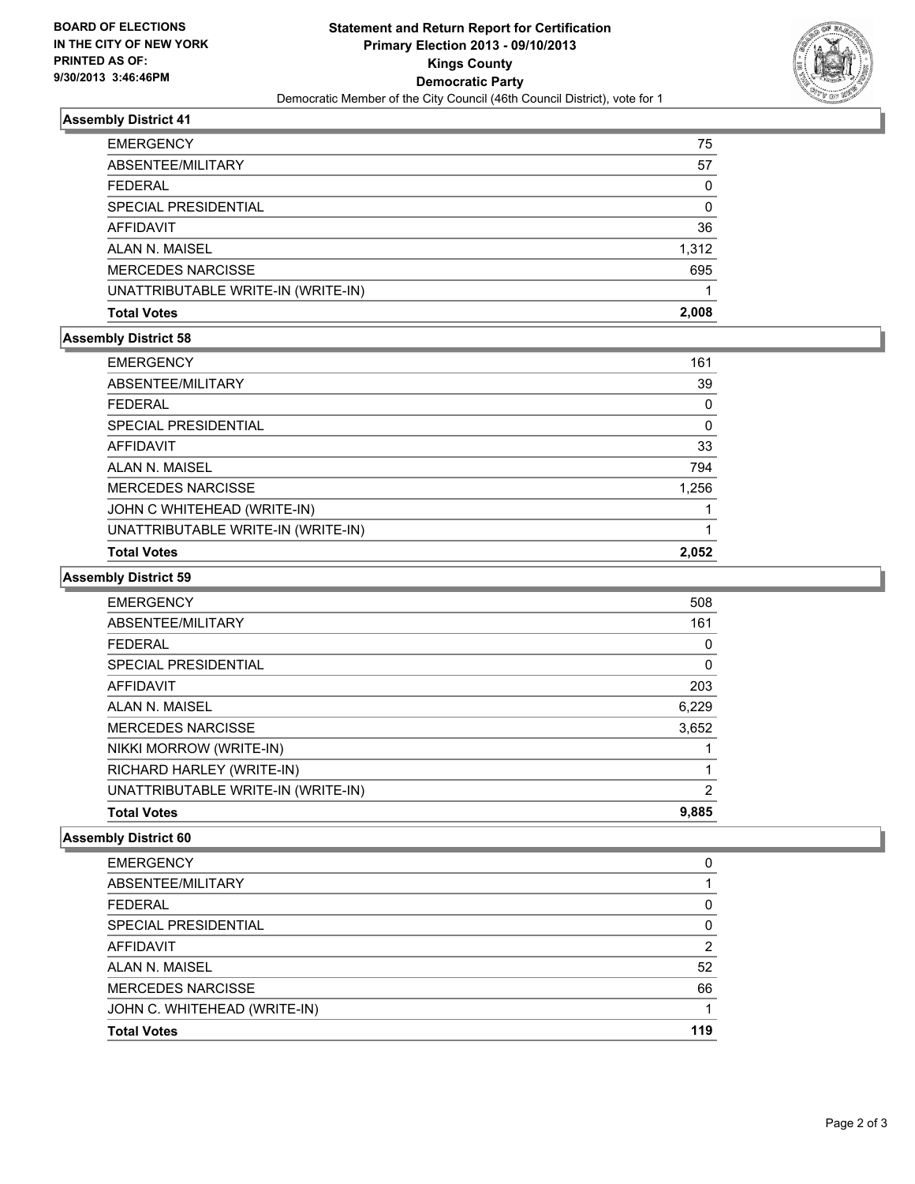**BOARD OF ELECTIONS IN THE CITY OF NEW YORK PRINTED AS OF: 9/30/2013 3:46:46PM**

# Statement and Return Report for Certification
## Primary Election 2013 - 09/10/2013
## Kings County
## Democratic Party
Democratic Member of the City Council (46th Council District), vote for 1

### Assembly District 41

| | |
|---|---|
| EMERGENCY | 75 |
| ABSENTEE/MILITARY | 57 |
| FEDERAL | 0 |
| SPECIAL PRESIDENTIAL | 0 |
| AFFIDAVIT | 36 |
| ALAN N. MAISEL | 1,312 |
| MERCEDES NARCISSE | 695 |
| UNATTRIBUTABLE WRITE-IN (WRITE-IN) | 1 |
| **Total Votes** | **2,008** |

### Assembly District 58

| | |
|---|---|
| EMERGENCY | 161 |
| ABSENTEE/MILITARY | 39 |
| FEDERAL | 0 |
| SPECIAL PRESIDENTIAL | 0 |
| AFFIDAVIT | 33 |
| ALAN N. MAISEL | 794 |
| MERCEDES NARCISSE | 1,256 |
| JOHN C WHITEHEAD (WRITE-IN) | 1 |
| UNATTRIBUTABLE WRITE-IN (WRITE-IN) | 1 |
| **Total Votes** | **2,052** |

### Assembly District 59

| | |
|---|---|
| EMERGENCY | 508 |
| ABSENTEE/MILITARY | 161 |
| FEDERAL | 0 |
| SPECIAL PRESIDENTIAL | 0 |
| AFFIDAVIT | 203 |
| ALAN N. MAISEL | 6,229 |
| MERCEDES NARCISSE | 3,652 |
| NIKKI MORROW (WRITE-IN) | 1 |
| RICHARD HARLEY (WRITE-IN) | 1 |
| UNATTRIBUTABLE WRITE-IN (WRITE-IN) | 2 |
| **Total Votes** | **9,885** |

### Assembly District 60

| | |
|---|---|
| EMERGENCY | 0 |
| ABSENTEE/MILITARY | 1 |
| FEDERAL | 0 |
| SPECIAL PRESIDENTIAL | 0 |
| AFFIDAVIT | 2 |
| ALAN N. MAISEL | 52 |
| MERCEDES NARCISSE | 66 |
| JOHN C. WHITEHEAD (WRITE-IN) | 1 |
| **Total Votes** | **119** |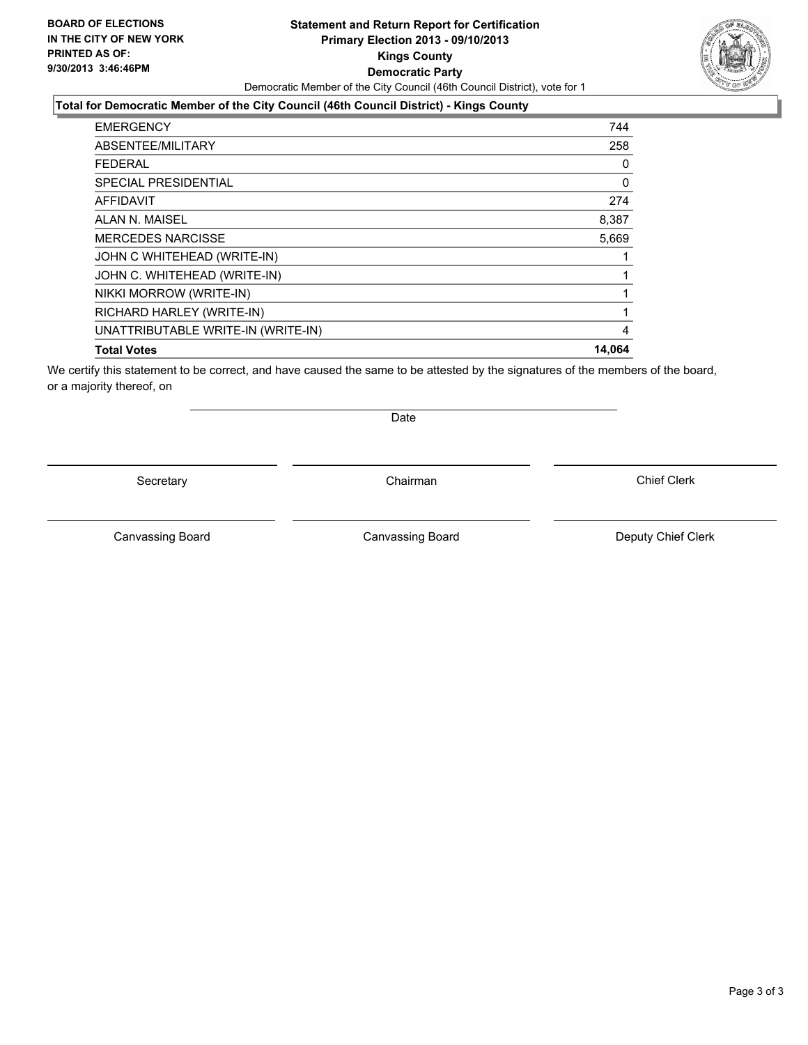**BOARD OF ELECTIONS IN THE CITY OF NEW YORK PRINTED AS OF: 9/30/2013 3:46:46PM**

**Statement and Return Report for Certification**
**Primary Election 2013 - 09/10/2013**
**Kings County**
**Democratic Party**

Democratic Member of the City Council (46th Council District), vote for 1

### Total for Democratic Member of the City Council (46th Council District) - Kings County

| | |
|---|---|
| EMERGENCY | 744 |
| ABSENTEE/MILITARY | 258 |
| FEDERAL | 0 |
| SPECIAL PRESIDENTIAL | 0 |
| AFFIDAVIT | 274 |
| ALAN N. MAISEL | 8,387 |
| MERCEDES NARCISSE | 5,669 |
| JOHN C WHITEHEAD (WRITE-IN) | 1 |
| JOHN C. WHITEHEAD (WRITE-IN) | 1 |
| NIKKI MORROW (WRITE-IN) | 1 |
| RICHARD HARLEY (WRITE-IN) | 1 |
| UNATTRIBUTABLE WRITE-IN (WRITE-IN) | 4 |
| **Total Votes** | **14,064** |

We certify this statement to be correct, and have caused the same to be attested by the signatures of the members of the board, or a majority thereof, on

Date

Secretary

Chairman

Chief Clerk

Canvassing Board

Canvassing Board

Deputy Chief Clerk